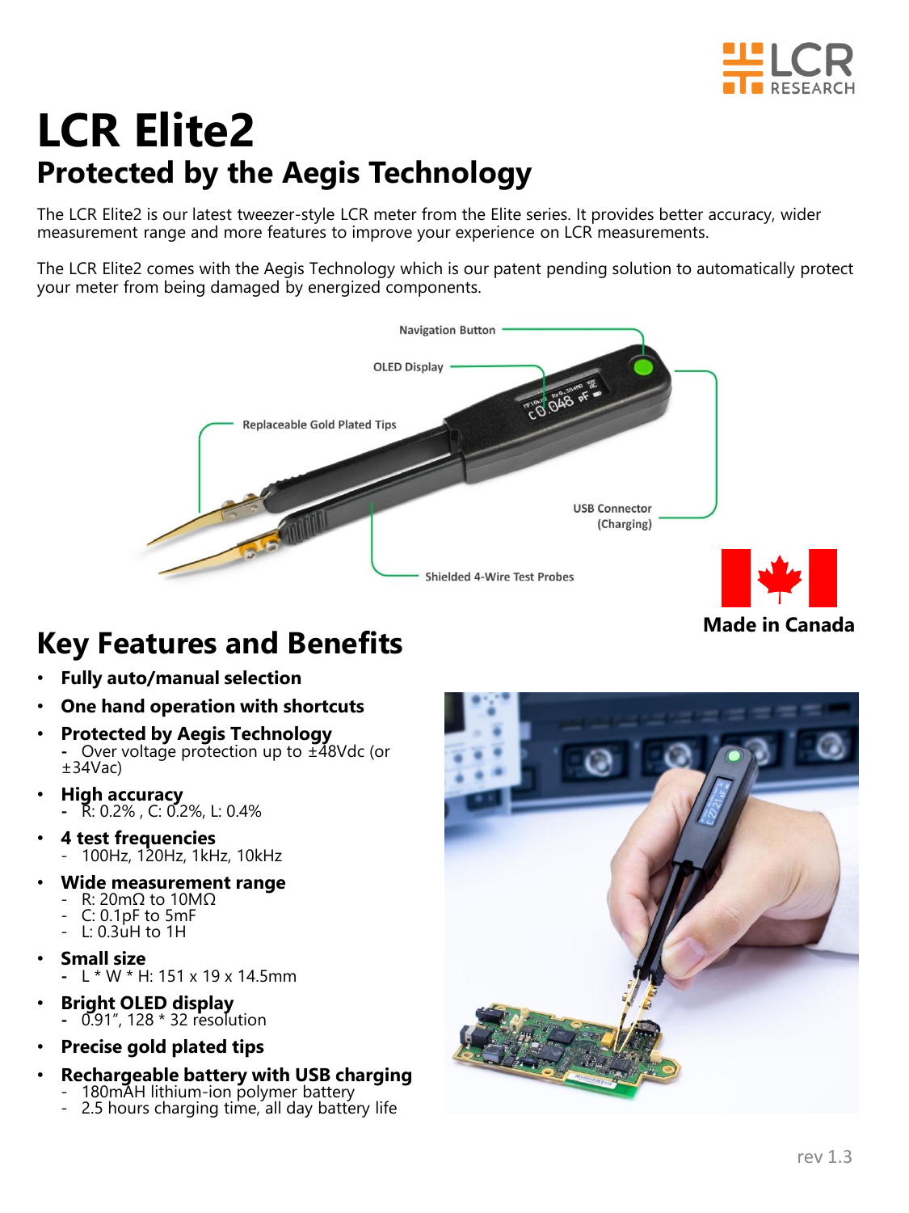# LCR Elite2

## Protected by the Aegis Technology

The LCR Elite2 is our latest tweezer-style LCR meter from the Elite series. It provides better accuracy, wider measurement range and more features to improve your experience on LCR measurements.

The LCR Elite2 comes with the Aegis Technology which is our patent pending solution to automatically protect your meter from being damaged by energized components.

Navigation Button

OLED Display

Replaceable Gold Plated Tips

USB Connector (Charging)

Shielded 4-Wire Test Probes

Made in Canada

## Key Features and Benefits

- **Fully auto/manual selection**
- **One hand operation with shortcuts**
- **Protected by Aegis Technology**
  - Over voltage protection up to ±48Vdc (or ±34Vac)
- **High accuracy**
  - R: 0.2% , C: 0.2%, L: 0.4%
- **4 test frequencies**
  - 100Hz, 120Hz, 1kHz, 10kHz
- **Wide measurement range**
  - R: 20mΩ to 10MΩ
  - C: 0.1pF to 5mF
  - L: 0.3uH to 1H
- **Small size**
  - L * W * H: 151 x 19 x 14.5mm
- **Bright OLED display**
  - 0.91", 128 * 32 resolution
- **Precise gold plated tips**
- **Rechargeable battery with USB charging**
  - 180mAH lithium-ion polymer battery
  - 2.5 hours charging time, all day battery life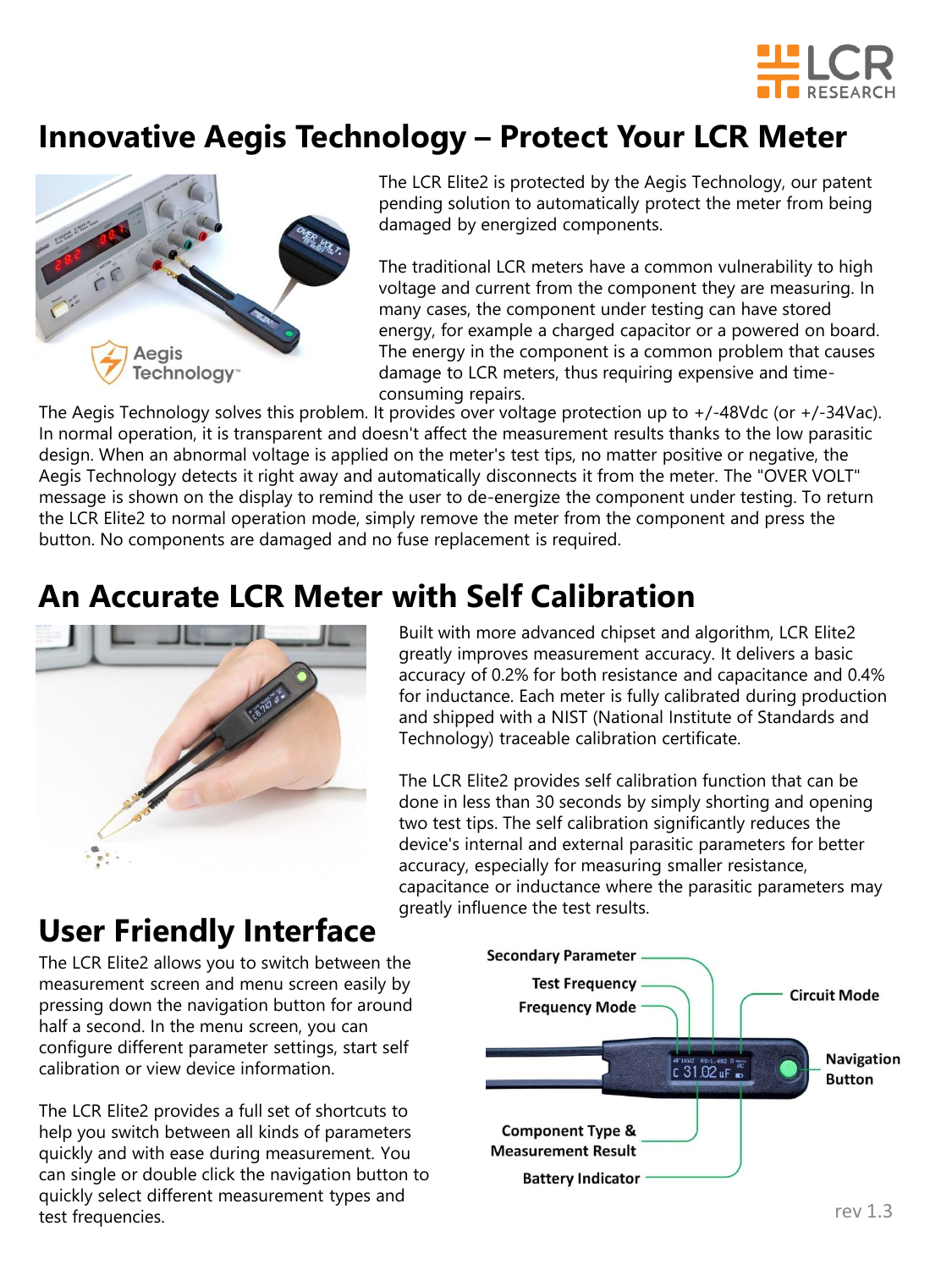# Innovative Aegis Technology – Protect Your LCR Meter

The LCR Elite2 is protected by the Aegis Technology, our patent pending solution to automatically protect the meter from being damaged by energized components.

The traditional LCR meters have a common vulnerability to high voltage and current from the component they are measuring. In many cases, the component under testing can have stored energy, for example a charged capacitor or a powered on board. The energy in the component is a common problem that causes damage to LCR meters, thus requiring expensive and time-consuming repairs.

The Aegis Technology solves this problem. It provides over voltage protection up to +/-48Vdc (or +/-34Vac). In normal operation, it is transparent and doesn't affect the measurement results thanks to the low parasitic design. When an abnormal voltage is applied on the meter's test tips, no matter positive or negative, the Aegis Technology detects it right away and automatically disconnects it from the meter. The "OVER VOLT" message is shown on the display to remind the user to de-energize the component under testing. To return the LCR Elite2 to normal operation mode, simply remove the meter from the component and press the button. No components are damaged and no fuse replacement is required.

# An Accurate LCR Meter with Self Calibration

Built with more advanced chipset and algorithm, LCR Elite2 greatly improves measurement accuracy. It delivers a basic accuracy of 0.2% for both resistance and capacitance and 0.4% for inductance. Each meter is fully calibrated during production and shipped with a NIST (National Institute of Standards and Technology) traceable calibration certificate.

The LCR Elite2 provides self calibration function that can be done in less than 30 seconds by simply shorting and opening two test tips. The self calibration significantly reduces the device's internal and external parasitic parameters for better accuracy, especially for measuring smaller resistance, capacitance or inductance where the parasitic parameters may greatly influence the test results.

# User Friendly Interface

The LCR Elite2 allows you to switch between the measurement screen and menu screen easily by pressing down the navigation button for around half a second. In the menu screen, you can configure different parameter settings, start self calibration or view device information.

The LCR Elite2 provides a full set of shortcuts to help you switch between all kinds of parameters quickly and with ease during measurement. You can single or double click the navigation button to quickly select different measurement types and test frequencies.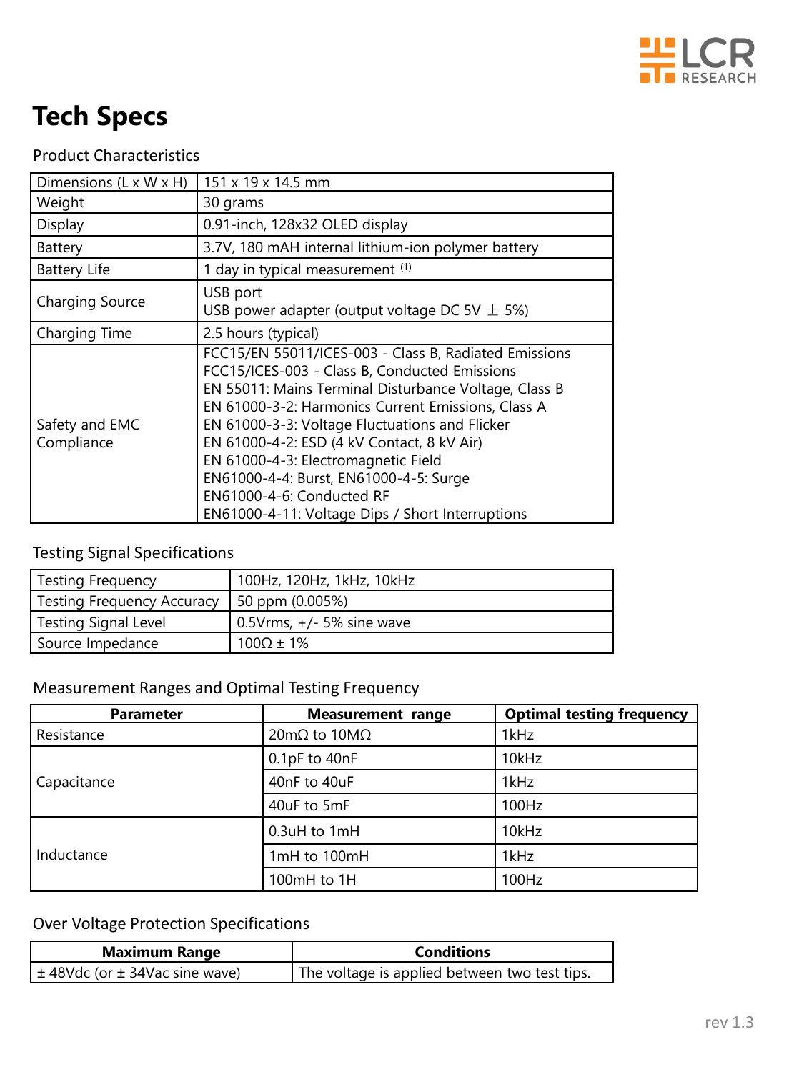# Tech Specs

Product Characteristics

| Dimensions (L x W x H) | 151 x 19 x 14.5 mm |
|---|---|
| Weight | 30 grams |
| Display | 0.91-inch, 128x32 OLED display |
| Battery | 3.7V, 180 mAH internal lithium-ion polymer battery |
| Battery Life | 1 day in typical measurement [(1)] |
| Charging Source | USB port<br>USB power adapter (output voltage DC 5V ± 5%) |
| Charging Time | 2.5 hours (typical) |
| Safety and EMC Compliance | FCC15/EN 55011/ICES-003 - Class B, Radiated Emissions<br>FCC15/ICES-003 - Class B, Conducted Emissions<br>EN 55011: Mains Terminal Disturbance Voltage, Class B<br>EN 61000-3-2: Harmonics Current Emissions, Class A<br>EN 61000-3-3: Voltage Fluctuations and Flicker<br>EN 61000-4-2: ESD (4 kV Contact, 8 kV Air)<br>EN 61000-4-3: Electromagnetic Field<br>EN61000-4-4: Burst, EN61000-4-5: Surge<br>EN61000-4-6: Conducted RF<br>EN61000-4-11: Voltage Dips / Short Interruptions |

Testing Signal Specifications

| Testing Frequency | 100Hz, 120Hz, 1kHz, 10kHz |
|---|---|
| Testing Frequency Accuracy | 50 ppm (0.005%) |
| Testing Signal Level | 0.5Vrms, +/- 5% sine wave |
| Source Impedance | 100Ω ± 1% |

Measurement Ranges and Optimal Testing Frequency

| Parameter | Measurement range | Optimal testing frequency |
|---|---|---|
| Resistance | 20mΩ to 10MΩ | 1kHz |
| Capacitance | 0.1pF to 40nF | 10kHz |
| | 40nF to 40uF | 1kHz |
| | 40uF to 5mF | 100Hz |
| Inductance | 0.3uH to 1mH | 10kHz |
| | 1mH to 100mH | 1kHz |
| | 100mH to 1H | 100Hz |

Over Voltage Protection Specifications

| Maximum Range | Conditions |
|---|---|
| ± 48Vdc (or ± 34Vac sine wave) | The voltage is applied between two test tips. |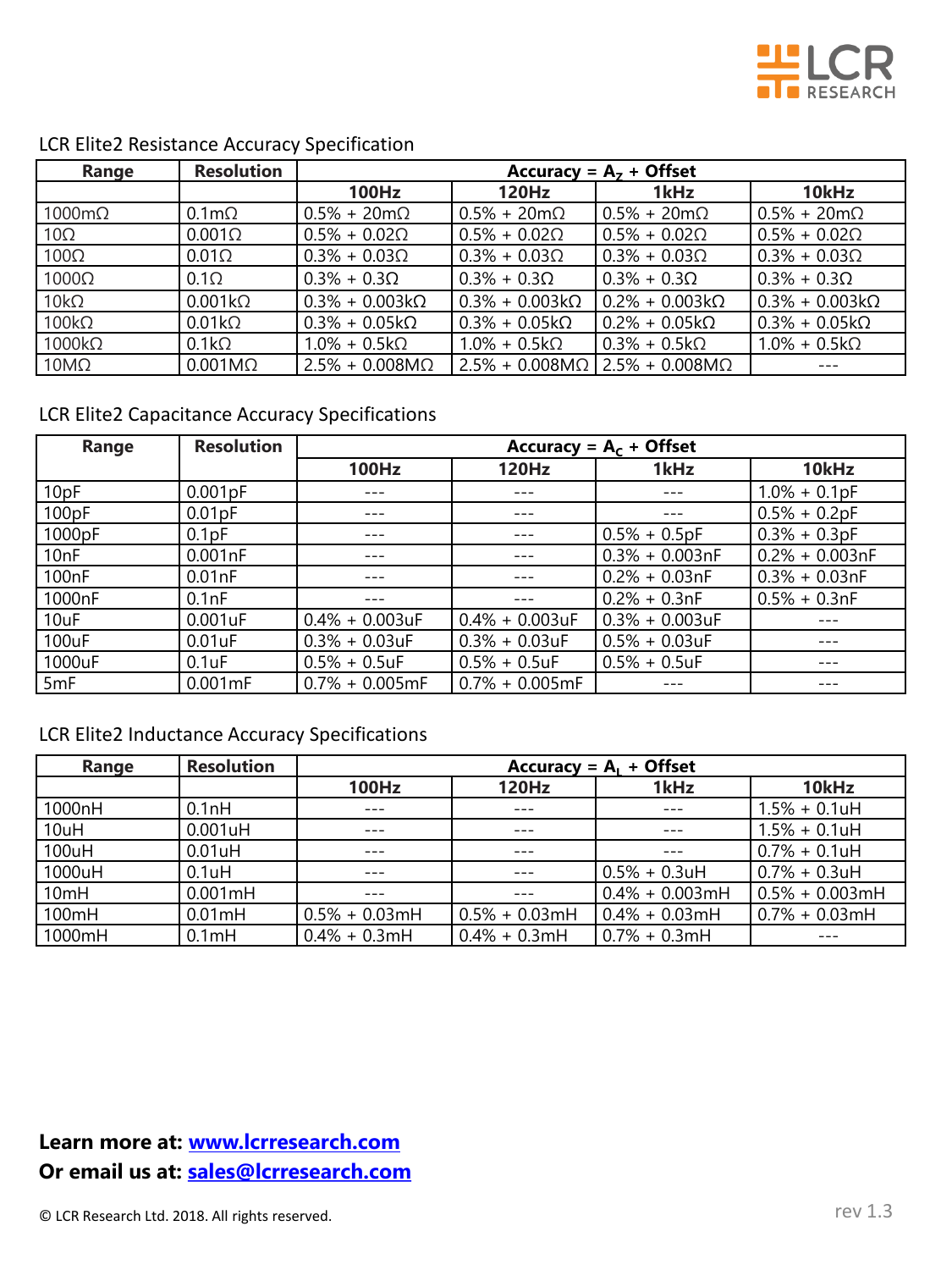LCR Elite2 Resistance Accuracy Specification

| Range | Resolution | Accuracy = $A_Z$ + Offset | | | |
|---|---|---|---|---|---|
| | | 100Hz | 120Hz | 1kHz | 10kHz |
| 1000mΩ | 0.1mΩ | 0.5% + 20mΩ | 0.5% + 20mΩ | 0.5% + 20mΩ | 0.5% + 20mΩ |
| 10Ω | 0.001Ω | 0.5% + 0.02Ω | 0.5% + 0.02Ω | 0.5% + 0.02Ω | 0.5% + 0.02Ω |
| 100Ω | 0.01Ω | 0.3% + 0.03Ω | 0.3% + 0.03Ω | 0.3% + 0.03Ω | 0.3% + 0.03Ω |
| 1000Ω | 0.1Ω | 0.3% + 0.3Ω | 0.3% + 0.3Ω | 0.3% + 0.3Ω | 0.3% + 0.3Ω |
| 10kΩ | 0.001kΩ | 0.3% + 0.003kΩ | 0.3% + 0.003kΩ | 0.2% + 0.003kΩ | 0.3% + 0.003kΩ |
| 100kΩ | 0.01kΩ | 0.3% + 0.05kΩ | 0.3% + 0.05kΩ | 0.2% + 0.05kΩ | 0.3% + 0.05kΩ |
| 1000kΩ | 0.1kΩ | 1.0% + 0.5kΩ | 1.0% + 0.5kΩ | 0.3% + 0.5kΩ | 1.0% + 0.5kΩ |
| 10MΩ | 0.001MΩ | 2.5% + 0.008MΩ | 2.5% + 0.008MΩ | 2.5% + 0.008MΩ | --- |

LCR Elite2 Capacitance Accuracy Specifications

| Range | Resolution | Accuracy = $A_C$ + Offset | | | |
|---|---|---|---|---|---|
| | | 100Hz | 120Hz | 1kHz | 10kHz |
| 10pF | 0.001pF | --- | --- | --- | 1.0% + 0.1pF |
| 100pF | 0.01pF | --- | --- | --- | 0.5% + 0.2pF |
| 1000pF | 0.1pF | --- | --- | 0.5% + 0.5pF | 0.3% + 0.3pF |
| 10nF | 0.001nF | --- | --- | 0.3% + 0.003nF | 0.2% + 0.003nF |
| 100nF | 0.01nF | --- | --- | 0.2% + 0.03nF | 0.3% + 0.03nF |
| 1000nF | 0.1nF | --- | --- | 0.2% + 0.3nF | 0.5% + 0.3nF |
| 10uF | 0.001uF | 0.4% + 0.003uF | 0.4% + 0.003uF | 0.3% + 0.003uF | --- |
| 100uF | 0.01uF | 0.3% + 0.03uF | 0.3% + 0.03uF | 0.5% + 0.03uF | --- |
| 1000uF | 0.1uF | 0.5% + 0.5uF | 0.5% + 0.5uF | 0.5% + 0.5uF | --- |
| 5mF | 0.001mF | 0.7% + 0.005mF | 0.7% + 0.005mF | --- | --- |

LCR Elite2 Inductance Accuracy Specifications

| Range | Resolution | Accuracy = $A_L$ + Offset | | | |
|---|---|---|---|---|---|
| | | 100Hz | 120Hz | 1kHz | 10kHz |
| 1000nH | 0.1nH | --- | --- | --- | 1.5% + 0.1uH |
| 10uH | 0.001uH | --- | --- | --- | 1.5% + 0.1uH |
| 100uH | 0.01uH | --- | --- | --- | 0.7% + 0.1uH |
| 1000uH | 0.1uH | --- | --- | 0.5% + 0.3uH | 0.7% + 0.3uH |
| 10mH | 0.001mH | --- | --- | 0.4% + 0.003mH | 0.5% + 0.003mH |
| 100mH | 0.01mH | 0.5% + 0.03mH | 0.5% + 0.03mH | 0.4% + 0.03mH | 0.7% + 0.03mH |
| 1000mH | 0.1mH | 0.4% + 0.3mH | 0.4% + 0.3mH | 0.7% + 0.3mH | --- |

**Learn more at: [www.lcrresearch.com](http://www.lcrresearch.com)**
**Or email us at: [sales@lcrresearch.com](mailto:sales@lcrresearch.com)**

© LCR Research Ltd. 2018. All rights reserved.

rev 1.3